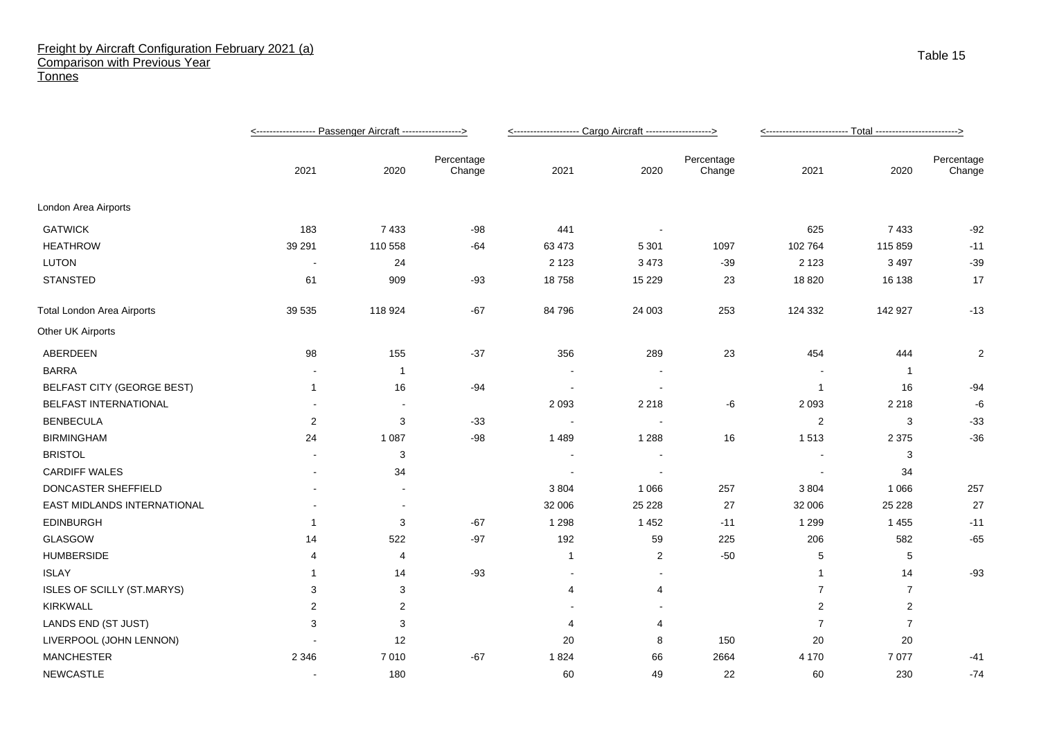# Freight by Aircraft Configuration February 2021 (a)
## Comparison with Previous Year
### Tonnes

Table 15

| | Passenger Aircraft | | | Cargo Aircraft | | | Total | | |
|---|---|---|---|---|---|---|---|---|---|
| | 2021 | 2020 | Percentage Change | 2021 | 2020 | Percentage Change | 2021 | 2020 | Percentage Change |
| London Area Airports | | | | | | | | | |
| GATWICK | 183 | 7 433 | -98 | 441 | - | | 625 | 7 433 | -92 |
| HEATHROW | 39 291 | 110 558 | -64 | 63 473 | 5 301 | 1097 | 102 764 | 115 859 | -11 |
| LUTON | - | 24 | | 2 123 | 3 473 | -39 | 2 123 | 3 497 | -39 |
| STANSTED | 61 | 909 | -93 | 18 758 | 15 229 | 23 | 18 820 | 16 138 | 17 |
| Total London Area Airports | 39 535 | 118 924 | -67 | 84 796 | 24 003 | 253 | 124 332 | 142 927 | -13 |
| Other UK Airports | | | | | | | | | |
| ABERDEEN | 98 | 155 | -37 | 356 | 289 | 23 | 454 | 444 | 2 |
| BARRA | - | 1 | | - | - | | - | 1 | |
| BELFAST CITY (GEORGE BEST) | 1 | 16 | -94 | - | - | | 1 | 16 | -94 |
| BELFAST INTERNATIONAL | - | - | | 2 093 | 2 218 | -6 | 2 093 | 2 218 | -6 |
| BENBECULA | 2 | 3 | -33 | - | - | | 2 | 3 | -33 |
| BIRMINGHAM | 24 | 1 087 | -98 | 1 489 | 1 288 | 16 | 1 513 | 2 375 | -36 |
| BRISTOL | - | 3 | | - | - | | - | 3 | |
| CARDIFF WALES | - | 34 | | - | - | | - | 34 | |
| DONCASTER SHEFFIELD | - | - | | 3 804 | 1 066 | 257 | 3 804 | 1 066 | 257 |
| EAST MIDLANDS INTERNATIONAL | - | - | | 32 006 | 25 228 | 27 | 32 006 | 25 228 | 27 |
| EDINBURGH | 1 | 3 | -67 | 1 298 | 1 452 | -11 | 1 299 | 1 455 | -11 |
| GLASGOW | 14 | 522 | -97 | 192 | 59 | 225 | 206 | 582 | -65 |
| HUMBERSIDE | 4 | 4 | | 1 | 2 | -50 | 5 | 5 | |
| ISLAY | 1 | 14 | -93 | - | - | | 1 | 14 | -93 |
| ISLES OF SCILLY (ST.MARYS) | 3 | 3 | | 4 | 4 | | 7 | 7 | |
| KIRKWALL | 2 | 2 | | - | - | | 2 | 2 | |
| LANDS END (ST JUST) | 3 | 3 | | 4 | 4 | | 7 | 7 | |
| LIVERPOOL (JOHN LENNON) | - | 12 | | 20 | 8 | 150 | 20 | 20 | |
| MANCHESTER | 2 346 | 7 010 | -67 | 1 824 | 66 | 2664 | 4 170 | 7 077 | -41 |
| NEWCASTLE | - | 180 | | 60 | 49 | 22 | 60 | 230 | -74 |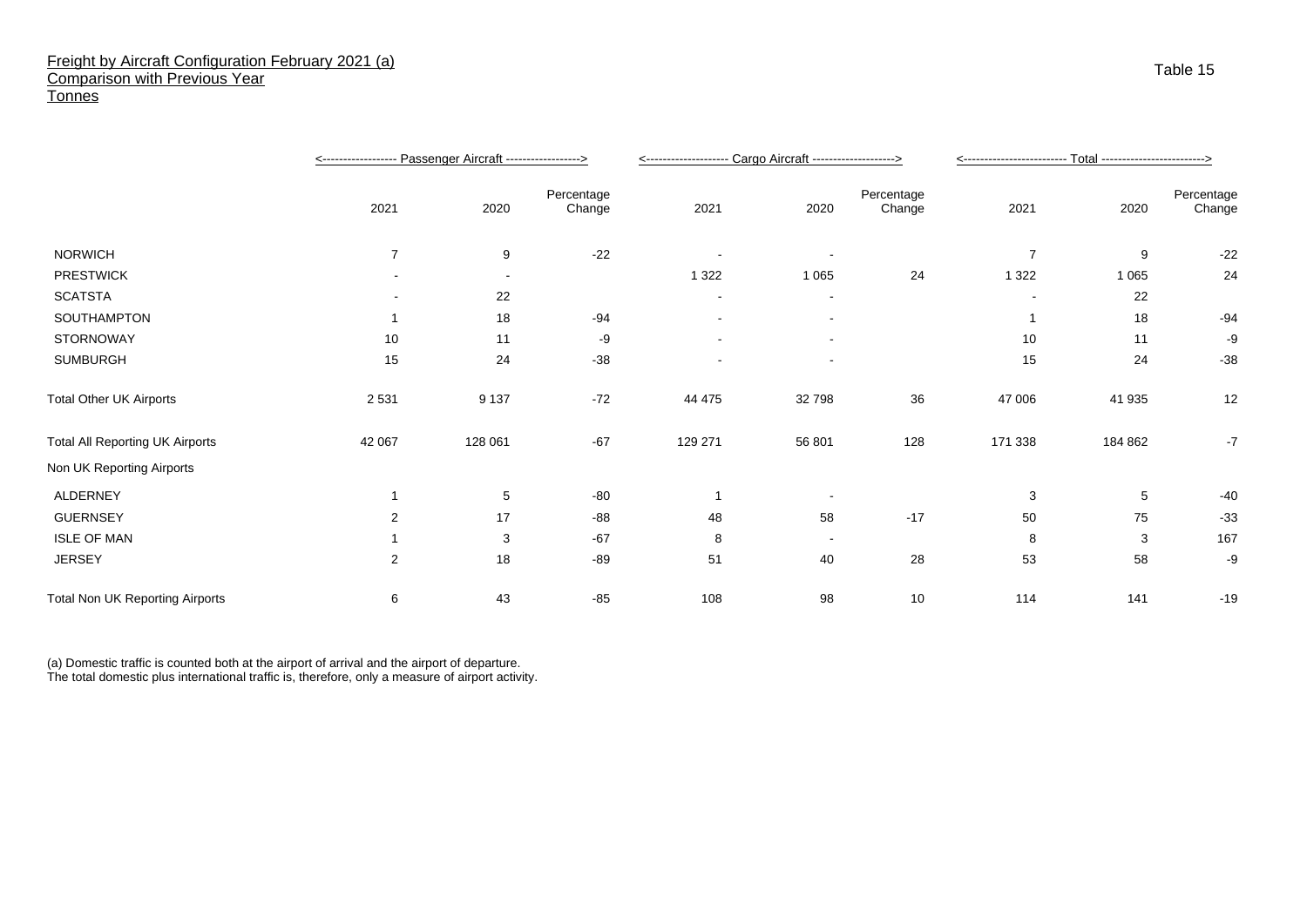Freight by Aircraft Configuration February 2021 (a)
Comparison with Previous Year
Tonnes

Table 15

| | Passenger Aircraft | | | Cargo Aircraft | | | Total | | |
|---|---|---|---|---|---|---|---|---|---|
| | 2021 | 2020 | Percentage Change | 2021 | 2020 | Percentage Change | 2021 | 2020 | Percentage Change |
| NORWICH | 7 | 9 | -22 | - | - | | 7 | 9 | -22 |
| PRESTWICK | - | - | | 1 322 | 1 065 | 24 | 1 322 | 1 065 | 24 |
| SCATSTA | - | 22 | | - | - | | - | 22 | |
| SOUTHAMPTON | 1 | 18 | -94 | - | - | | 1 | 18 | -94 |
| STORNOWAY | 10 | 11 | -9 | - | - | | 10 | 11 | -9 |
| SUMBURGH | 15 | 24 | -38 | - | - | | 15 | 24 | -38 |
| Total Other UK Airports | 2 531 | 9 137 | -72 | 44 475 | 32 798 | 36 | 47 006 | 41 935 | 12 |
| Total All Reporting UK Airports | 42 067 | 128 061 | -67 | 129 271 | 56 801 | 128 | 171 338 | 184 862 | -7 |
| Non UK Reporting Airports | | | | | | | | | |
| ALDERNEY | 1 | 5 | -80 | 1 | - | | 3 | 5 | -40 |
| GUERNSEY | 2 | 17 | -88 | 48 | 58 | -17 | 50 | 75 | -33 |
| ISLE OF MAN | 1 | 3 | -67 | 8 | - | | 8 | 3 | 167 |
| JERSEY | 2 | 18 | -89 | 51 | 40 | 28 | 53 | 58 | -9 |
| Total Non UK Reporting Airports | 6 | 43 | -85 | 108 | 98 | 10 | 114 | 141 | -19 |

(a) Domestic traffic is counted both at the airport of arrival and the airport of departure.
The total domestic plus international traffic is, therefore, only a measure of airport activity.